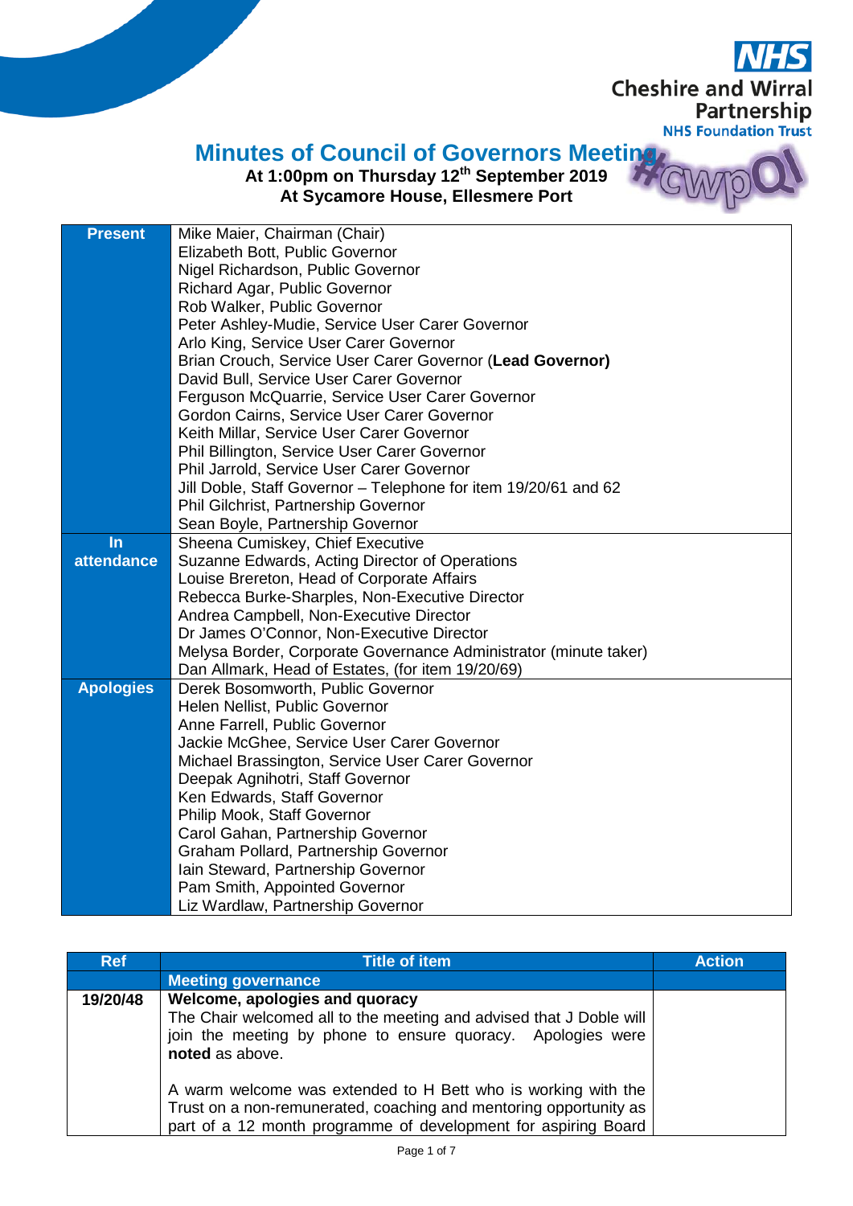# Minutes of Council of Governors Meeting

**At 1:00pm on Thursday 12th September 2019**
**At Sycamore House, Ellesmere Port**

| | |
|---|---|
| **Present** | Mike Maier, Chairman (Chair)<br>Elizabeth Bott, Public Governor<br>Nigel Richardson, Public Governor<br>Richard Agar, Public Governor<br>Rob Walker, Public Governor<br>Peter Ashley-Mudie, Service User Carer Governor<br>Arlo King, Service User Carer Governor<br>Brian Crouch, Service User Carer Governor (**Lead Governor)**<br>David Bull, Service User Carer Governor<br>Ferguson McQuarrie, Service User Carer Governor<br>Gordon Cairns, Service User Carer Governor<br>Keith Millar, Service User Carer Governor<br>Phil Billington, Service User Carer Governor<br>Phil Jarrold, Service User Carer Governor<br>Jill Doble, Staff Governor – Telephone for item 19/20/61 and 62<br>Phil Gilchrist, Partnership Governor<br>Sean Boyle, Partnership Governor |
| **In attendance** | Sheena Cumiskey, Chief Executive<br>Suzanne Edwards, Acting Director of Operations<br>Louise Brereton, Head of Corporate Affairs<br>Rebecca Burke-Sharples, Non-Executive Director<br>Andrea Campbell, Non-Executive Director<br>Dr James O'Connor, Non-Executive Director<br>Melysa Border, Corporate Governance Administrator (minute taker)<br>Dan Allmark, Head of Estates, (for item 19/20/69) |
| **Apologies** | Derek Bosomworth, Public Governor<br>Helen Nellist, Public Governor<br>Anne Farrell, Public Governor<br>Jackie McGhee, Service User Carer Governor<br>Michael Brassington, Service User Carer Governor<br>Deepak Agnihotri, Staff Governor<br>Ken Edwards, Staff Governor<br>Philip Mook, Staff Governor<br>Carol Gahan, Partnership Governor<br>Graham Pollard, Partnership Governor<br>Iain Steward, Partnership Governor<br>Pam Smith, Appointed Governor<br>Liz Wardlaw, Partnership Governor |

| Ref | Title of item | Action |
|---|---|---|
| | **Meeting governance** | |
| **19/20/48** | **Welcome, apologies and quoracy**<br>The Chair welcomed all to the meeting and advised that J Doble will join the meeting by phone to ensure quoracy. Apologies were **noted** as above.<br><br>A warm welcome was extended to H Bett who is working with the Trust on a non-remunerated, coaching and mentoring opportunity as part of a 12 month programme of development for aspiring Board | |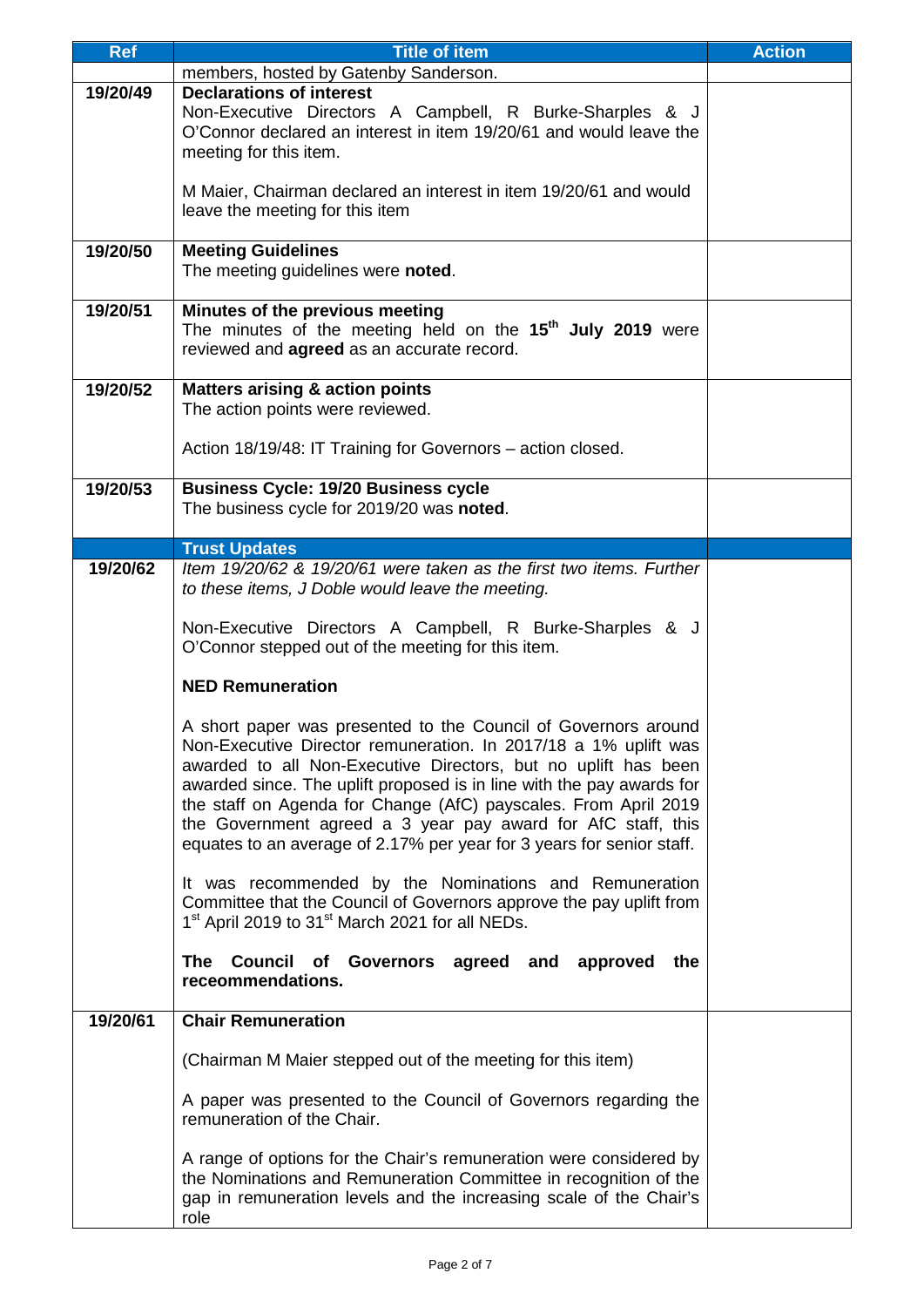| Ref | Title of item | Action |
|---|---|---|
| | members, hosted by Gatenby Sanderson. | |
| 19/20/49 | **Declarations of interest**<br>Non-Executive Directors A Campbell, R Burke-Sharples & J O'Connor declared an interest in item 19/20/61 and would leave the meeting for this item.<br><br>M Maier, Chairman declared an interest in item 19/20/61 and would leave the meeting for this item | |
| 19/20/50 | **Meeting Guidelines**<br>The meeting guidelines were **noted**. | |
| 19/20/51 | **Minutes of the previous meeting**<br>The minutes of the meeting held on the **15th July 2019** were reviewed and **agreed** as an accurate record. | |
| 19/20/52 | **Matters arising & action points**<br>The action points were reviewed.<br><br>Action 18/19/48: IT Training for Governors – action closed. | |
| 19/20/53 | **Business Cycle: 19/20 Business cycle**<br>The business cycle for 2019/20 was **noted**. | |
| | **Trust Updates** | |
| 19/20/62 | *Item 19/20/62 & 19/20/61 were taken as the first two items. Further to these items, J Doble would leave the meeting.*<br><br>Non-Executive Directors A Campbell, R Burke-Sharples & J O'Connor stepped out of the meeting for this item.<br><br>**NED Remuneration**<br><br>A short paper was presented to the Council of Governors around Non-Executive Director remuneration. In 2017/18 a 1% uplift was awarded to all Non-Executive Directors, but no uplift has been awarded since. The uplift proposed is in line with the pay awards for the staff on Agenda for Change (AfC) payscales. From April 2019 the Government agreed a 3 year pay award for AfC staff, this equates to an average of 2.17% per year for 3 years for senior staff.<br><br>It was recommended by the Nominations and Remuneration Committee that the Council of Governors approve the pay uplift from 1st April 2019 to 31st March 2021 for all NEDs.<br><br>**The Council of Governors agreed and approved the receommendations.** | |
| 19/20/61 | **Chair Remuneration**<br><br>(Chairman M Maier stepped out of the meeting for this item)<br><br>A paper was presented to the Council of Governors regarding the remuneration of the Chair.<br><br>A range of options for the Chair's remuneration were considered by the Nominations and Remuneration Committee in recognition of the gap in remuneration levels and the increasing scale of the Chair's role | |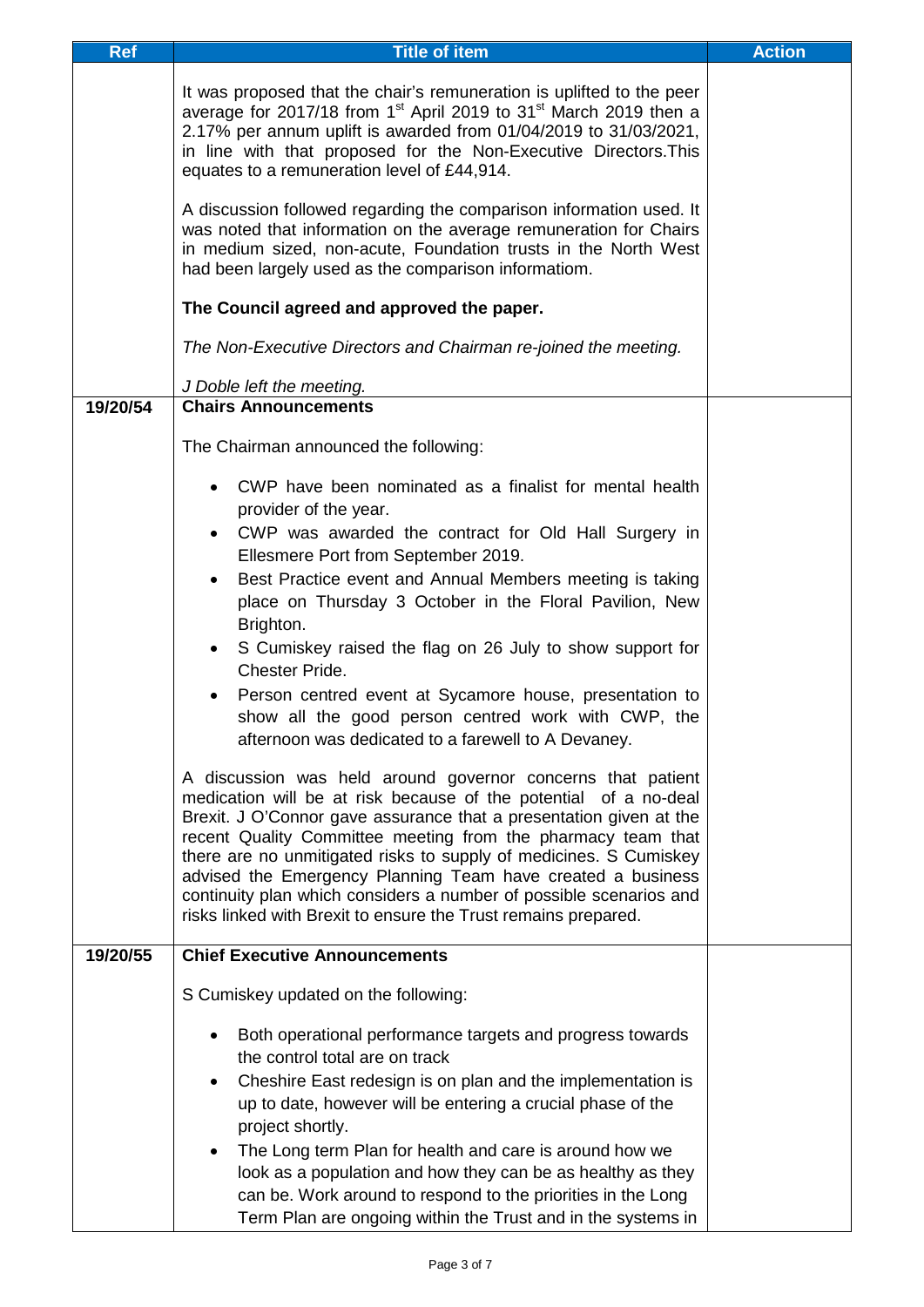| Ref | Title of item | Action |
|---|---|---|
| | It was proposed that the chair's remuneration is uplifted to the peer average for 2017/18 from 1st April 2019 to 31st March 2019 then a 2.17% per annum uplift is awarded from 01/04/2019 to 31/03/2021, in line with that proposed for the Non-Executive Directors.This equates to a remuneration level of £44,914.<br><br>A discussion followed regarding the comparison information used. It was noted that information on the average remuneration for Chairs in medium sized, non-acute, Foundation trusts in the North West had been largely used as the comparison informatiom.<br><br>**The Council agreed and approved the paper.**<br><br>*The Non-Executive Directors and Chairman re-joined the meeting.*<br><br>*J Doble left the meeting.* | |
| 19/20/54 | **Chairs Announcements**<br><br>The Chairman announced the following:<br><br>• CWP have been nominated as a finalist for mental health provider of the year.<br>• CWP was awarded the contract for Old Hall Surgery in Ellesmere Port from September 2019.<br>• Best Practice event and Annual Members meeting is taking place on Thursday 3 October in the Floral Pavilion, New Brighton.<br>• S Cumiskey raised the flag on 26 July to show support for Chester Pride.<br>• Person centred event at Sycamore house, presentation to show all the good person centred work with CWP, the afternoon was dedicated to a farewell to A Devaney.<br><br>A discussion was held around governor concerns that patient medication will be at risk because of the potential of a no-deal Brexit. J O'Connor gave assurance that a presentation given at the recent Quality Committee meeting from the pharmacy team that there are no unmitigated risks to supply of medicines. S Cumiskey advised the Emergency Planning Team have created a business continuity plan which considers a number of possible scenarios and risks linked with Brexit to ensure the Trust remains prepared. | |
| 19/20/55 | **Chief Executive Announcements**<br><br>S Cumiskey updated on the following:<br><br>• Both operational performance targets and progress towards the control total are on track<br>• Cheshire East redesign is on plan and the implementation is up to date, however will be entering a crucial phase of the project shortly.<br>• The Long term Plan for health and care is around how we look as a population and how they can be as healthy as they can be. Work around to respond to the priorities in the Long Term Plan are ongoing within the Trust and in the systems in | |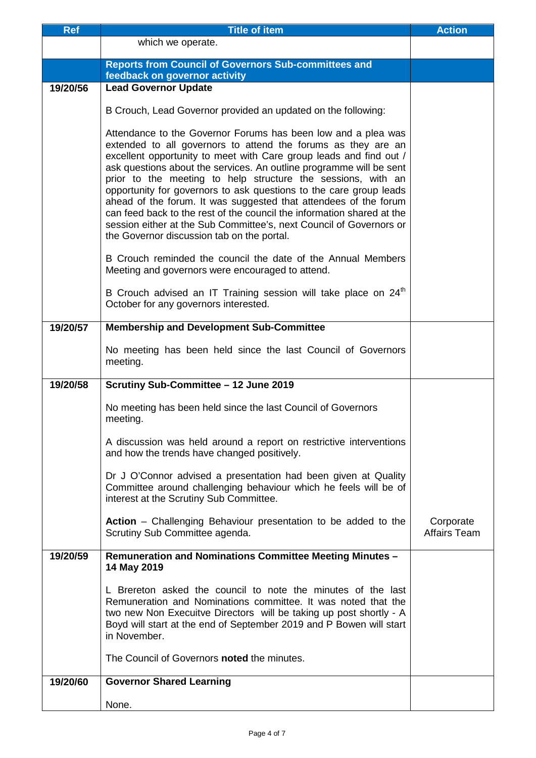| Ref | Title of item | Action |
|---|---|---|
| | which we operate. | |
| | **Reports from Council of Governors Sub-committees and feedback on governor activity** | |
| 19/20/56 | **Lead Governor Update**<br><br>B Crouch, Lead Governor provided an updated on the following:<br><br>Attendance to the Governor Forums has been low and a plea was extended to all governors to attend the forums as they are an excellent opportunity to meet with Care group leads and find out / ask questions about the services. An outline programme will be sent prior to the meeting to help structure the sessions, with an opportunity for governors to ask questions to the care group leads ahead of the forum. It was suggested that attendees of the forum can feed back to the rest of the council the information shared at the session either at the Sub Committee's, next Council of Governors or the Governor discussion tab on the portal.<br><br>B Crouch reminded the council the date of the Annual Members Meeting and governors were encouraged to attend.<br><br>B Crouch advised an IT Training session will take place on 24th October for any governors interested. | |
| 19/20/57 | **Membership and Development Sub-Committee**<br><br>No meeting has been held since the last Council of Governors meeting. | |
| 19/20/58 | **Scrutiny Sub-Committee – 12 June 2019**<br><br>No meeting has been held since the last Council of Governors meeting.<br><br>A discussion was held around a report on restrictive interventions and how the trends have changed positively.<br><br>Dr J O'Connor advised a presentation had been given at Quality Committee around challenging behaviour which he feels will be of interest at the Scrutiny Sub Committee.<br><br>**Action** – Challenging Behaviour presentation to be added to the Scrutiny Sub Committee agenda. | Corporate Affairs Team |
| 19/20/59 | **Remuneration and Nominations Committee Meeting Minutes – 14 May 2019**<br><br>L Brereton asked the council to note the minutes of the last Remuneration and Nominations committee. It was noted that the two new Non Execuitve Directors will be taking up post shortly - A Boyd will start at the end of September 2019 and P Bowen will start in November.<br><br>The Council of Governors **noted** the minutes. | |
| 19/20/60 | **Governor Shared Learning**<br><br>None. | |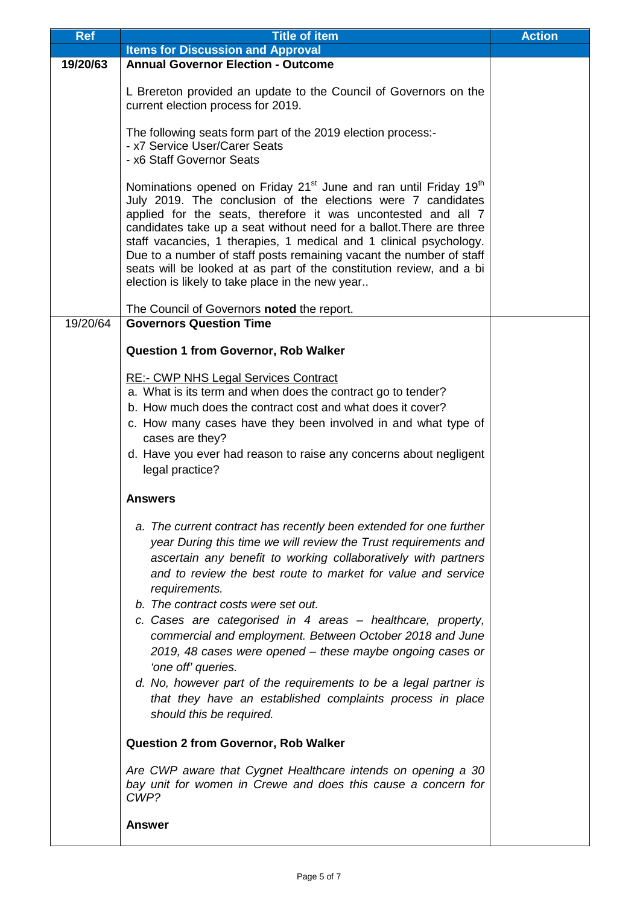| Ref | Title of item | Action |
|---|---|---|
| | **Items for Discussion and Approval** | |
| **19/20/63** | **Annual Governor Election - Outcome**<br><br>L Brereton provided an update to the Council of Governors on the current election process for 2019.<br><br>The following seats form part of the 2019 election process:-<br>- x7 Service User/Carer Seats<br>- x6 Staff Governor Seats<br><br>Nominations opened on Friday 21st June and ran until Friday 19th July 2019. The conclusion of the elections were 7 candidates applied for the seats, therefore it was uncontested and all 7 candidates take up a seat without need for a ballot.There are three staff vacancies, 1 therapies, 1 medical and 1 clinical psychology. Due to a number of staff posts remaining vacant the number of staff seats will be looked at as part of the constitution review, and a bi election is likely to take place in the new year..<br><br>The Council of Governors **noted** the report. | |
| 19/20/64 | **Governors Question Time**<br><br>**Question 1 from Governor, Rob Walker**<br><br>RE:- CWP NHS Legal Services Contract<br>a. What is its term and when does the contract go to tender?<br>b. How much does the contract cost and what does it cover?<br>c. How many cases have they been involved in and what type of cases are they?<br>d. Have you ever had reason to raise any concerns about negligent legal practice?<br><br>**Answers**<br><br>*a. The current contract has recently been extended for one further year During this time we will review the Trust requirements and ascertain any benefit to working collaboratively with partners and to review the best route to market for value and service requirements.*<br>*b. The contract costs were set out.*<br>*c. Cases are categorised in 4 areas – healthcare, property, commercial and employment. Between October 2018 and June 2019, 48 cases were opened – these maybe ongoing cases or 'one off' queries.*<br>*d. No, however part of the requirements to be a legal partner is that they have an established complaints process in place should this be required.*<br><br>**Question 2 from Governor, Rob Walker**<br><br>*Are CWP aware that Cygnet Healthcare intends on opening a 30 bay unit for women in Crewe and does this cause a concern for CWP?*<br><br>**Answer** | |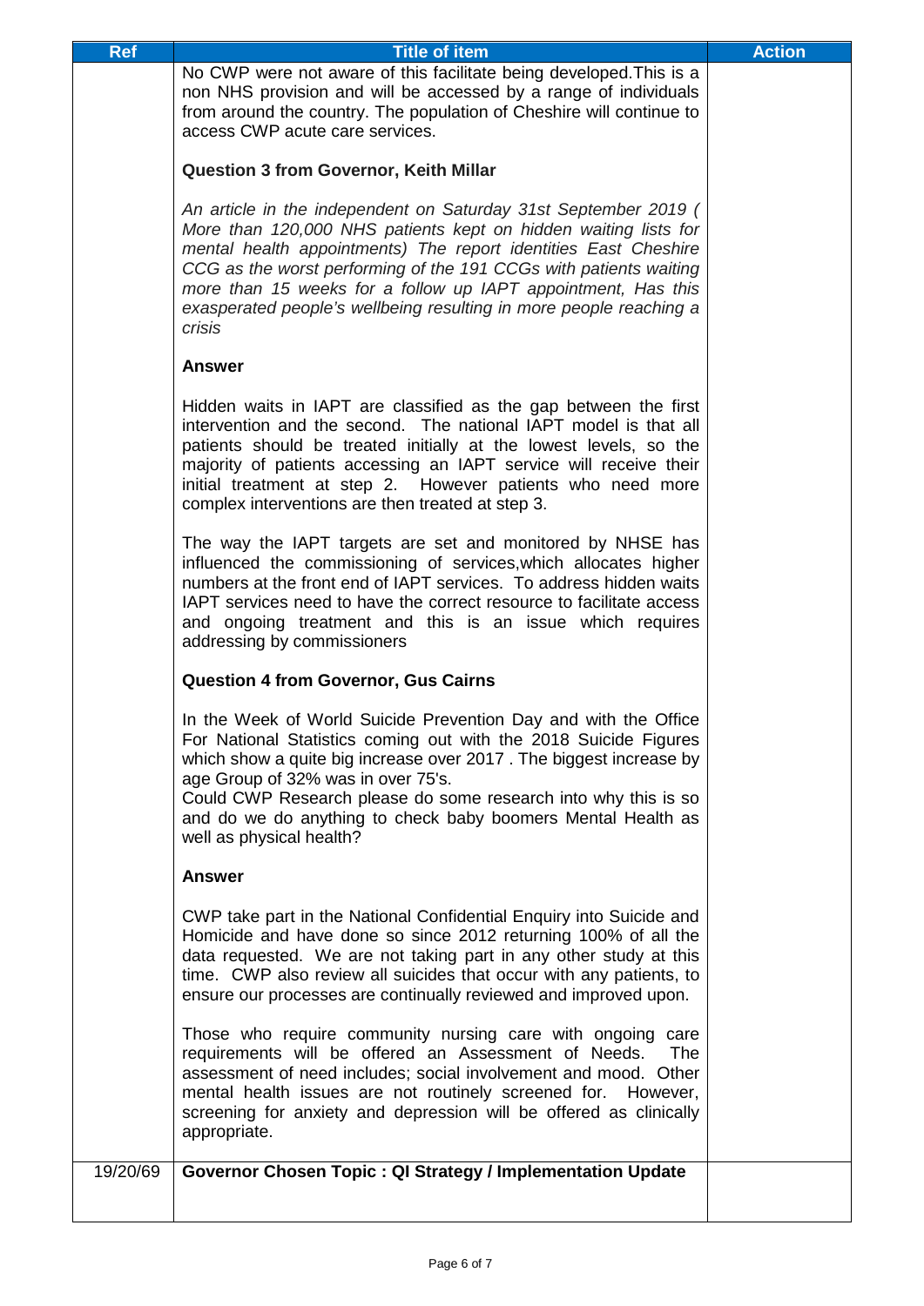| Ref | Title of item | Action |
|---|---|---|
| | No CWP were not aware of this facilitate being developed.This is a non NHS provision and will be accessed by a range of individuals from around the country. The population of Cheshire will continue to access CWP acute care services.<br><br>**Question 3 from Governor, Keith Millar**<br><br>*An article in the independent on Saturday 31st September 2019 ( More than 120,000 NHS patients kept on hidden waiting lists for mental health appointments) The report identities East Cheshire CCG as the worst performing of the 191 CCGs with patients waiting more than 15 weeks for a follow up IAPT appointment, Has this exasperated people's wellbeing resulting in more people reaching a crisis*<br><br>**Answer**<br><br>Hidden waits in IAPT are classified as the gap between the first intervention and the second. The national IAPT model is that all patients should be treated initially at the lowest levels, so the majority of patients accessing an IAPT service will receive their initial treatment at step 2. However patients who need more complex interventions are then treated at step 3.<br><br>The way the IAPT targets are set and monitored by NHSE has influenced the commissioning of services,which allocates higher numbers at the front end of IAPT services. To address hidden waits IAPT services need to have the correct resource to facilitate access and ongoing treatment and this is an issue which requires addressing by commissioners<br><br>**Question 4 from Governor, Gus Cairns**<br><br>In the Week of World Suicide Prevention Day and with the Office For National Statistics coming out with the 2018 Suicide Figures which show a quite big increase over 2017 . The biggest increase by age Group of 32% was in over 75's.<br>Could CWP Research please do some research into why this is so and do we do anything to check baby boomers Mental Health as well as physical health?<br><br>**Answer**<br><br>CWP take part in the National Confidential Enquiry into Suicide and Homicide and have done so since 2012 returning 100% of all the data requested. We are not taking part in any other study at this time. CWP also review all suicides that occur with any patients, to ensure our processes are continually reviewed and improved upon.<br><br>Those who require community nursing care with ongoing care requirements will be offered an Assessment of Needs. The assessment of need includes; social involvement and mood. Other mental health issues are not routinely screened for. However, screening for anxiety and depression will be offered as clinically appropriate. | |
| 19/20/69 | **Governor Chosen Topic : QI Strategy / Implementation Update** | |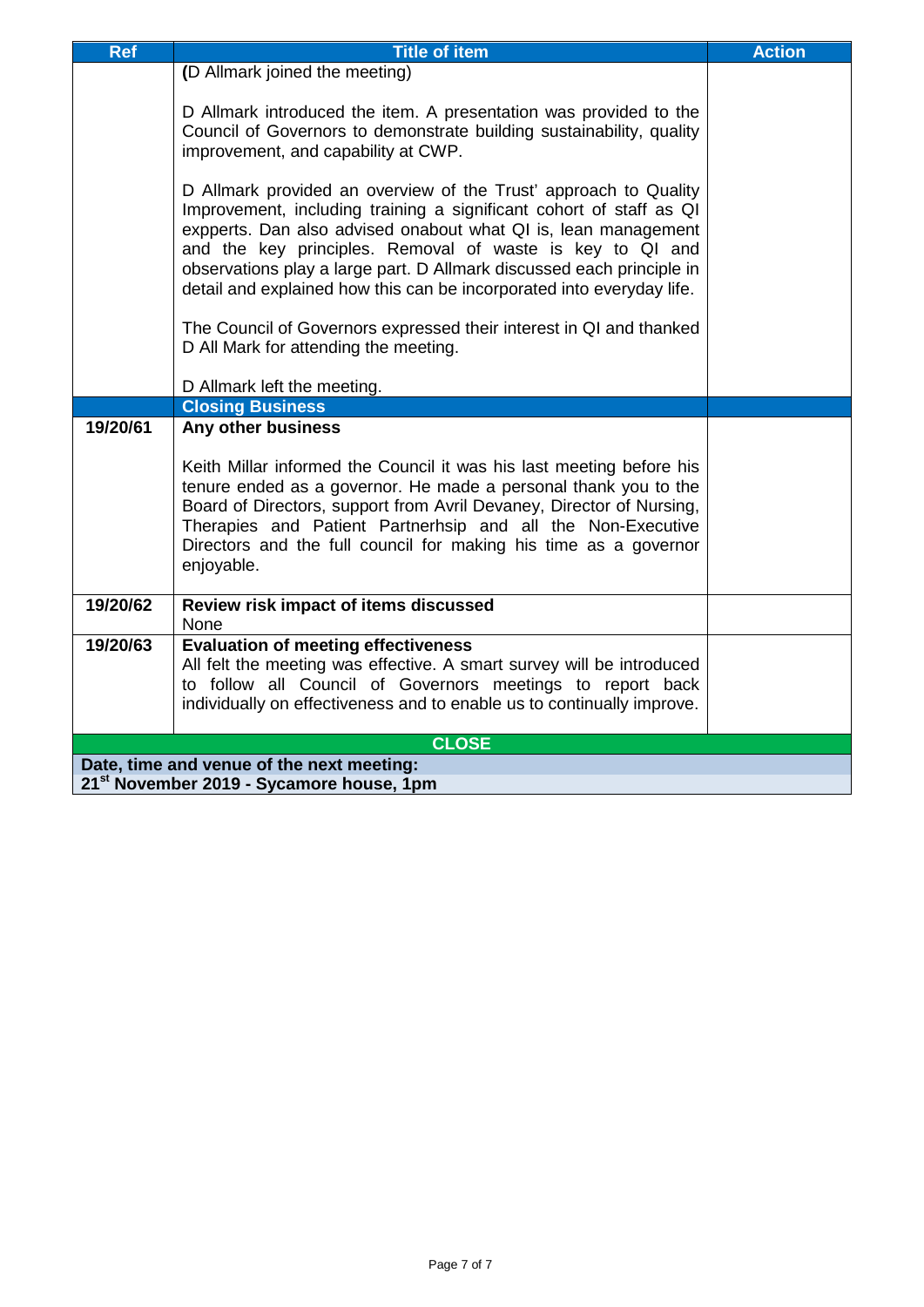| Ref | Title of item | Action |
|---|---|---|
| | **(**D Allmark joined the meeting)<br><br>D Allmark introduced the item. A presentation was provided to the Council of Governors to demonstrate building sustainability, quality improvement, and capability at CWP.<br><br>D Allmark provided an overview of the Trust' approach to Quality Improvement, including training a significant cohort of staff as QI expperts. Dan also advised onabout what QI is, lean management and the key principles. Removal of waste is key to QI and observations play a large part. D Allmark discussed each principle in detail and explained how this can be incorporated into everyday life.<br><br>The Council of Governors expressed their interest in QI and thanked D All Mark for attending the meeting.<br><br>D Allmark left the meeting. | |
| | **Closing Business** | |
| **19/20/61** | **Any other business**<br><br>Keith Millar informed the Council it was his last meeting before his tenure ended as a governor. He made a personal thank you to the Board of Directors, support from Avril Devaney, Director of Nursing, Therapies and Patient Partnerhsip and all the Non-Executive Directors and the full council for making his time as a governor enjoyable. | |
| **19/20/62** | **Review risk impact of items discussed**<br>None | |
| **19/20/63** | **Evaluation of meeting effectiveness**<br>All felt the meeting was effective. A smart survey will be introduced to follow all Council of Governors meetings to report back individually on effectiveness and to enable us to continually improve. | |

**CLOSE**

**Date, time and venue of the next meeting:**
**21st November 2019 - Sycamore house, 1pm**